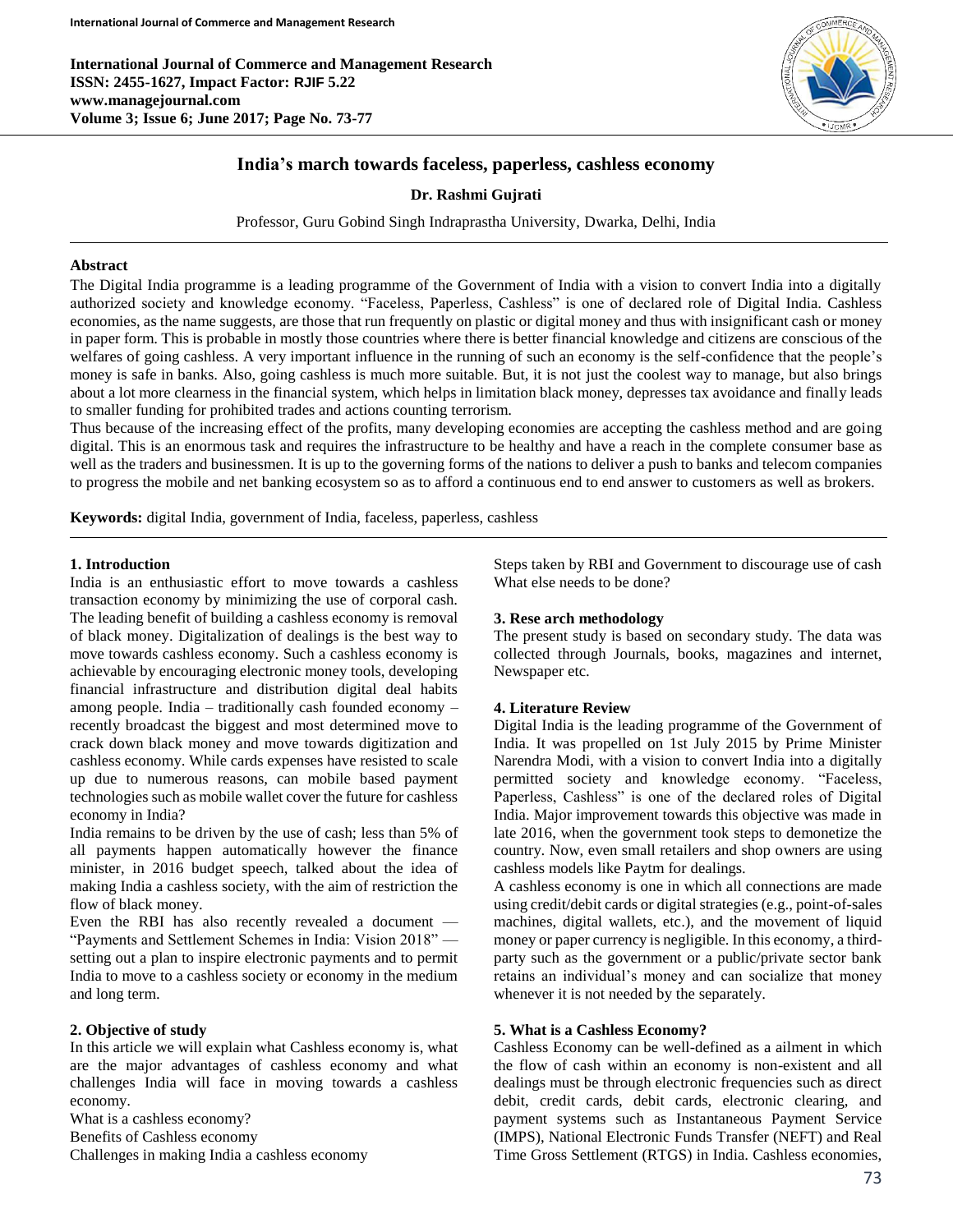# India's march towards faceless, paperless, cashless economy

**Dr. Rashmi Gujrati**

Professor, Guru Gobind Singh Indraprastha University, Dwarka, Delhi, India

## Abstract

The Digital India programme is a leading programme of the Government of India with a vision to convert India into a digitally authorized society and knowledge economy. "Faceless, Paperless, Cashless" is one of declared role of Digital India. Cashless economies, as the name suggests, are those that run frequently on plastic or digital money and thus with insignificant cash or money in paper form. This is probable in mostly those countries where there is better financial knowledge and citizens are conscious of the welfares of going cashless. A very important influence in the running of such an economy is the self-confidence that the people's money is safe in banks. Also, going cashless is much more suitable. But, it is not just the coolest way to manage, but also brings about a lot more clearness in the financial system, which helps in limitation black money, depresses tax avoidance and finally leads to smaller funding for prohibited trades and actions counting terrorism.

Thus because of the increasing effect of the profits, many developing economies are accepting the cashless method and are going digital. This is an enormous task and requires the infrastructure to be healthy and have a reach in the complete consumer base as well as the traders and businessmen. It is up to the governing forms of the nations to deliver a push to banks and telecom companies to progress the mobile and net banking ecosystem so as to afford a continuous end to end answer to customers as well as brokers.

**Keywords:** digital India, government of India, faceless, paperless, cashless

## 1. Introduction

India is an enthusiastic effort to move towards a cashless transaction economy by minimizing the use of corporal cash. The leading benefit of building a cashless economy is removal of black money. Digitalization of dealings is the best way to move towards cashless economy. Such a cashless economy is achievable by encouraging electronic money tools, developing financial infrastructure and distribution digital deal habits among people. India – traditionally cash founded economy – recently broadcast the biggest and most determined move to crack down black money and move towards digitization and cashless economy. While cards expenses have resisted to scale up due to numerous reasons, can mobile based payment technologies such as mobile wallet cover the future for cashless economy in India?

India remains to be driven by the use of cash; less than 5% of all payments happen automatically however the finance minister, in 2016 budget speech, talked about the idea of making India a cashless society, with the aim of restriction the flow of black money.

Even the RBI has also recently revealed a document — "Payments and Settlement Schemes in India: Vision 2018" — setting out a plan to inspire electronic payments and to permit India to move to a cashless society or economy in the medium and long term.

## 2. Objective of study

In this article we will explain what Cashless economy is, what are the major advantages of cashless economy and what challenges India will face in moving towards a cashless economy.

What is a cashless economy?

Benefits of Cashless economy

Challenges in making India a cashless economy

Steps taken by RBI and Government to discourage use of cash

What else needs to be done?

## 3. Rese arch methodology

The present study is based on secondary study. The data was collected through Journals, books, magazines and internet, Newspaper etc.

## 4. Literature Review

Digital India is the leading programme of the Government of India. It was propelled on 1st July 2015 by Prime Minister Narendra Modi, with a vision to convert India into a digitally permitted society and knowledge economy. "Faceless, Paperless, Cashless" is one of the declared roles of Digital India. Major improvement towards this objective was made in late 2016, when the government took steps to demonetize the country. Now, even small retailers and shop owners are using cashless models like Paytm for dealings.

A cashless economy is one in which all connections are made using credit/debit cards or digital strategies (e.g., point-of-sales machines, digital wallets, etc.), and the movement of liquid money or paper currency is negligible. In this economy, a third-party such as the government or a public/private sector bank retains an individual's money and can socialize that money whenever it is not needed by the separately.

## 5. What is a Cashless Economy?

Cashless Economy can be well-defined as a ailment in which the flow of cash within an economy is non-existent and all dealings must be through electronic frequencies such as direct debit, credit cards, debit cards, electronic clearing, and payment systems such as Instantaneous Payment Service (IMPS), National Electronic Funds Transfer (NEFT) and Real Time Gross Settlement (RTGS) in India. Cashless economies,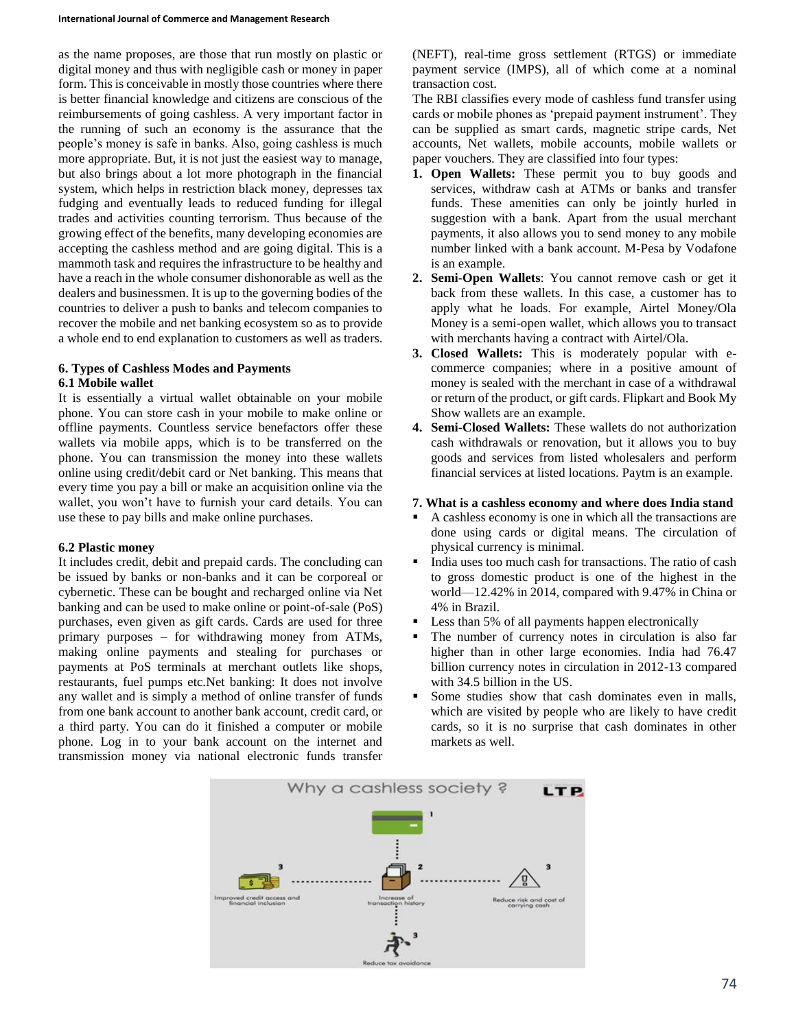as the name proposes, are those that run mostly on plastic or digital money and thus with negligible cash or money in paper form. This is conceivable in mostly those countries where there is better financial knowledge and citizens are conscious of the reimbursements of going cashless. A very important factor in the running of such an economy is the assurance that the people's money is safe in banks. Also, going cashless is much more appropriate. But, it is not just the easiest way to manage, but also brings about a lot more photograph in the financial system, which helps in restriction black money, depresses tax fudging and eventually leads to reduced funding for illegal trades and activities counting terrorism. Thus because of the growing effect of the benefits, many developing economies are accepting the cashless method and are going digital. This is a mammoth task and requires the infrastructure to be healthy and have a reach in the whole consumer dishonorable as well as the dealers and businessmen. It is up to the governing bodies of the countries to deliver a push to banks and telecom companies to recover the mobile and net banking ecosystem so as to provide a whole end to end explanation to customers as well as traders.

## 6. Types of Cashless Modes and Payments

### 6.1 Mobile wallet

It is essentially a virtual wallet obtainable on your mobile phone. You can store cash in your mobile to make online or offline payments. Countless service benefactors offer these wallets via mobile apps, which is to be transferred on the phone. You can transmission the money into these wallets online using credit/debit card or Net banking. This means that every time you pay a bill or make an acquisition online via the wallet, you won't have to furnish your card details. You can use these to pay bills and make online purchases.

### 6.2 Plastic money

It includes credit, debit and prepaid cards. The concluding can be issued by banks or non-banks and it can be corporeal or cybernetic. These can be bought and recharged online via Net banking and can be used to make online or point-of-sale (PoS) purchases, even given as gift cards. Cards are used for three primary purposes – for withdrawing money from ATMs, making online payments and stealing for purchases or payments at PoS terminals at merchant outlets like shops, restaurants, fuel pumps etc.Net banking: It does not involve any wallet and is simply a method of online transfer of funds from one bank account to another bank account, credit card, or a third party. You can do it finished a computer or mobile phone. Log in to your bank account on the internet and transmission money via national electronic funds transfer (NEFT), real-time gross settlement (RTGS) or immediate payment service (IMPS), all of which come at a nominal transaction cost.

The RBI classifies every mode of cashless fund transfer using cards or mobile phones as 'prepaid payment instrument'. They can be supplied as smart cards, magnetic stripe cards, Net accounts, Net wallets, mobile accounts, mobile wallets or paper vouchers. They are classified into four types:

1. **Open Wallets:** These permit you to buy goods and services, withdraw cash at ATMs or banks and transfer funds. These amenities can only be jointly hurled in suggestion with a bank. Apart from the usual merchant payments, it also allows you to send money to any mobile number linked with a bank account. M-Pesa by Vodafone is an example.
2. **Semi-Open Wallets**: You cannot remove cash or get it back from these wallets. In this case, a customer has to apply what he loads. For example, Airtel Money/Ola Money is a semi-open wallet, which allows you to transact with merchants having a contract with Airtel/Ola.
3. **Closed Wallets:** This is moderately popular with e-commerce companies; where in a positive amount of money is sealed with the merchant in case of a withdrawal or return of the product, or gift cards. Flipkart and Book My Show wallets are an example.
4. **Semi-Closed Wallets:** These wallets do not authorization cash withdrawals or renovation, but it allows you to buy goods and services from listed wholesalers and perform financial services at listed locations. Paytm is an example.

## 7. What is a cashless economy and where does India stand

- A cashless economy is one in which all the transactions are done using cards or digital means. The circulation of physical currency is minimal.
- India uses too much cash for transactions. The ratio of cash to gross domestic product is one of the highest in the world—12.42% in 2014, compared with 9.47% in China or 4% in Brazil.
- Less than 5% of all payments happen electronically
- The number of currency notes in circulation is also far higher than in other large economies. India had 76.47 billion currency notes in circulation in 2012-13 compared with 34.5 billion in the US.
- Some studies show that cash dominates even in malls, which are visited by people who are likely to have credit cards, so it is no surprise that cash dominates in other markets as well.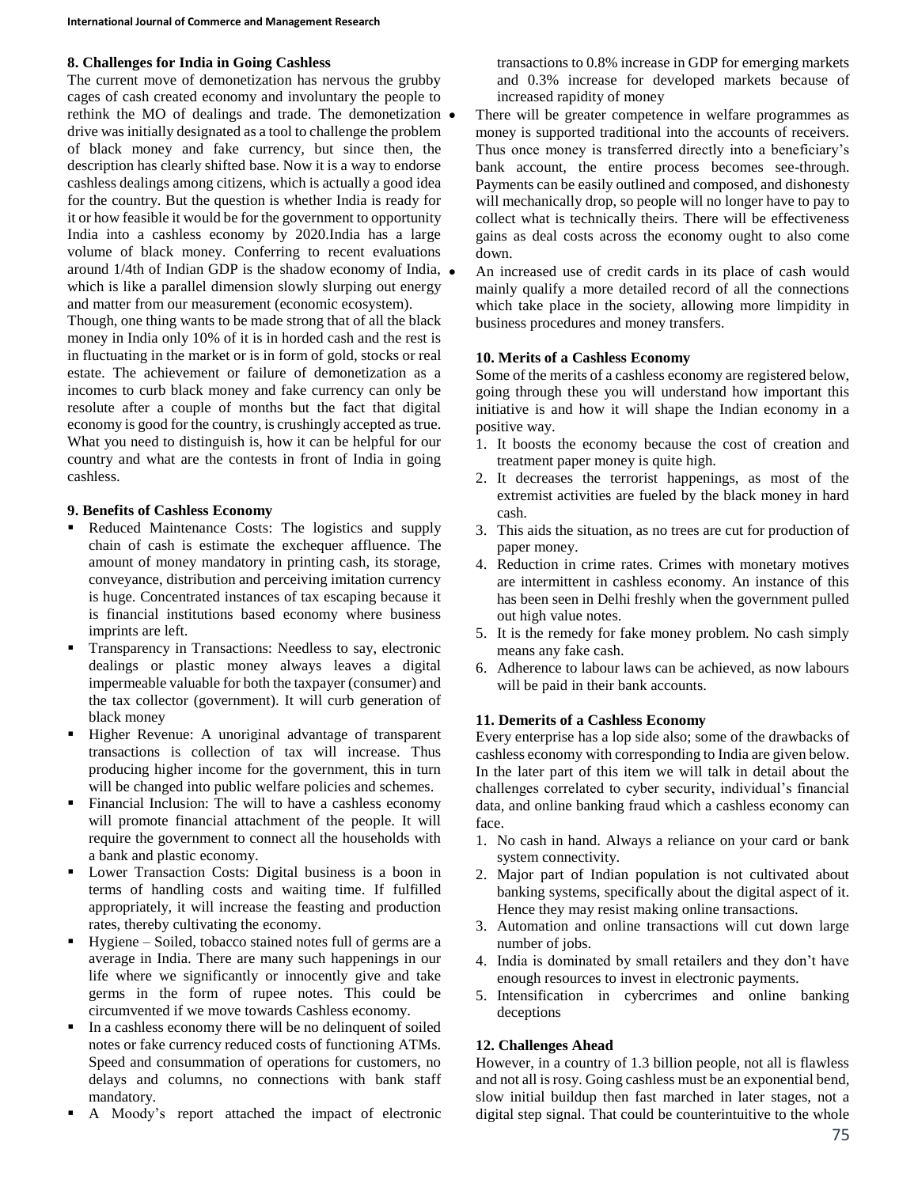## 8. Challenges for India in Going Cashless

The current move of demonetization has nervous the grubby cages of cash created economy and involuntary the people to rethink the MO of dealings and trade. The demonetization drive was initially designated as a tool to challenge the problem of black money and fake currency, but since then, the description has clearly shifted base. Now it is a way to endorse cashless dealings among citizens, which is actually a good idea for the country. But the question is whether India is ready for it or how feasible it would be for the government to opportunity India into a cashless economy by 2020.India has a large volume of black money. Conferring to recent evaluations around 1/4th of Indian GDP is the shadow economy of India, which is like a parallel dimension slowly slurping out energy and matter from our measurement (economic ecosystem).

Though, one thing wants to be made strong that of all the black money in India only 10% of it is in horded cash and the rest is in fluctuating in the market or is in form of gold, stocks or real estate. The achievement or failure of demonetization as a incomes to curb black money and fake currency can only be resolute after a couple of months but the fact that digital economy is good for the country, is crushingly accepted as true. What you need to distinguish is, how it can be helpful for our country and what are the contests in front of India in going cashless.

## 9. Benefits of Cashless Economy

- Reduced Maintenance Costs: The logistics and supply chain of cash is estimate the exchequer affluence. The amount of money mandatory in printing cash, its storage, conveyance, distribution and perceiving imitation currency is huge. Concentrated instances of tax escaping because it is financial institutions based economy where business imprints are left.
- Transparency in Transactions: Needless to say, electronic dealings or plastic money always leaves a digital impermeable valuable for both the taxpayer (consumer) and the tax collector (government). It will curb generation of black money
- Higher Revenue: A unoriginal advantage of transparent transactions is collection of tax will increase. Thus producing higher income for the government, this in turn will be changed into public welfare policies and schemes.
- Financial Inclusion: The will to have a cashless economy will promote financial attachment of the people. It will require the government to connect all the households with a bank and plastic economy.
- Lower Transaction Costs: Digital business is a boon in terms of handling costs and waiting time. If fulfilled appropriately, it will increase the feasting and production rates, thereby cultivating the economy.
- Hygiene – Soiled, tobacco stained notes full of germs are a average in India. There are many such happenings in our life where we significantly or innocently give and take germs in the form of rupee notes. This could be circumvented if we move towards Cashless economy.
- In a cashless economy there will be no delinquent of soiled notes or fake currency reduced costs of functioning ATMs. Speed and consummation of operations for customers, no delays and columns, no connections with bank staff mandatory.
- A Moody's report attached the impact of electronic transactions to 0.8% increase in GDP for emerging markets and 0.3% increase for developed markets because of increased rapidity of money
- There will be greater competence in welfare programmes as money is supported traditional into the accounts of receivers. Thus once money is transferred directly into a beneficiary's bank account, the entire process becomes see-through. Payments can be easily outlined and composed, and dishonesty will mechanically drop, so people will no longer have to pay to collect what is technically theirs. There will be effectiveness gains as deal costs across the economy ought to also come down.
- An increased use of credit cards in its place of cash would mainly qualify a more detailed record of all the connections which take place in the society, allowing more limpidity in business procedures and money transfers.

## 10. Merits of a Cashless Economy

Some of the merits of a cashless economy are registered below, going through these you will understand how important this initiative is and how it will shape the Indian economy in a positive way.

1. It boosts the economy because the cost of creation and treatment paper money is quite high.
2. It decreases the terrorist happenings, as most of the extremist activities are fueled by the black money in hard cash.
3. This aids the situation, as no trees are cut for production of paper money.
4. Reduction in crime rates. Crimes with monetary motives are intermittent in cashless economy. An instance of this has been seen in Delhi freshly when the government pulled out high value notes.
5. It is the remedy for fake money problem. No cash simply means any fake cash.
6. Adherence to labour laws can be achieved, as now labours will be paid in their bank accounts.

## 11. Demerits of a Cashless Economy

Every enterprise has a lop side also; some of the drawbacks of cashless economy with corresponding to India are given below. In the later part of this item we will talk in detail about the challenges correlated to cyber security, individual's financial data, and online banking fraud which a cashless economy can face.

1. No cash in hand. Always a reliance on your card or bank system connectivity.
2. Major part of Indian population is not cultivated about banking systems, specifically about the digital aspect of it. Hence they may resist making online transactions.
3. Automation and online transactions will cut down large number of jobs.
4. India is dominated by small retailers and they don't have enough resources to invest in electronic payments.
5. Intensification in cybercrimes and online banking deceptions

## 12. Challenges Ahead

However, in a country of 1.3 billion people, not all is flawless and not all is rosy. Going cashless must be an exponential bend, slow initial buildup then fast marched in later stages, not a digital step signal. That could be counterintuitive to the whole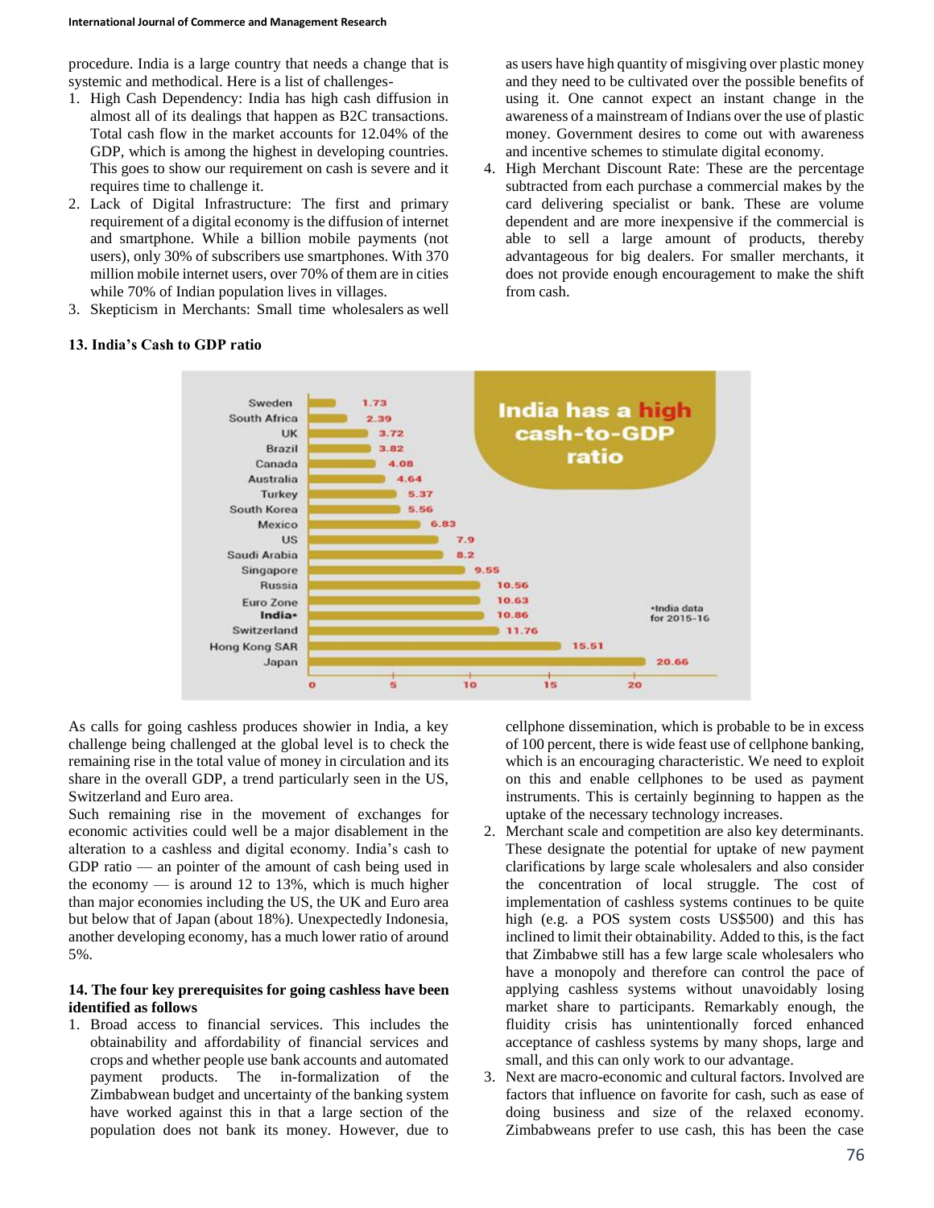procedure. India is a large country that needs a change that is systemic and methodical. Here is a list of challenges-

1. High Cash Dependency: India has high cash diffusion in almost all of its dealings that happen as B2C transactions. Total cash flow in the market accounts for 12.04% of the GDP, which is among the highest in developing countries. This goes to show our requirement on cash is severe and it requires time to challenge it.
2. Lack of Digital Infrastructure: The first and primary requirement of a digital economy is the diffusion of internet and smartphone. While a billion mobile payments (not users), only 30% of subscribers use smartphones. With 370 million mobile internet users, over 70% of them are in cities while 70% of Indian population lives in villages.
3. Skepticism in Merchants: Small time wholesalers as well as users have high quantity of misgiving over plastic money and they need to be cultivated over the possible benefits of using it. One cannot expect an instant change in the awareness of a mainstream of Indians over the use of plastic money. Government desires to come out with awareness and incentive schemes to stimulate digital economy.
4. High Merchant Discount Rate: These are the percentage subtracted from each purchase a commercial makes by the card delivering specialist or bank. These are volume dependent and are more inexpensive if the commercial is able to sell a large amount of products, thereby advantageous for big dealers. For smaller merchants, it does not provide enough encouragement to make the shift from cash.

**13. India's Cash to GDP ratio**

**India has a high cash-to-GDP ratio**

| Country | Cash-to-GDP ratio |
|---|---|
| Sweden | 1.73 |
| South Africa | 2.39 |
| UK | 3.72 |
| Brazil | 3.82 |
| Canada | 4.08 |
| Australia | 4.64 |
| Turkey | 5.37 |
| South Korea | 5.56 |
| Mexico | 6.83 |
| US | 7.9 |
| Saudi Arabia | 8.2 |
| Singapore | 9.55 |
| Russia | 10.56 |
| Euro Zone | 10.63 |
| India* | 10.86 |
| Switzerland | 11.76 |
| Hong Kong SAR | 15.51 |
| Japan | 20.66 |

*India data for 2015-16

As calls for going cashless produces showier in India, a key challenge being challenged at the global level is to check the remaining rise in the total value of money in circulation and its share in the overall GDP, a trend particularly seen in the US, Switzerland and Euro area.

Such remaining rise in the movement of exchanges for economic activities could well be a major disablement in the alteration to a cashless and digital economy. India's cash to GDP ratio — an pointer of the amount of cash being used in the economy — is around 12 to 13%, which is much higher than major economies including the US, the UK and Euro area but below that of Japan (about 18%). Unexpectedly Indonesia, another developing economy, has a much lower ratio of around 5%.

**14. The four key prerequisites for going cashless have been identified as follows**

1. Broad access to financial services. This includes the obtainability and affordability of financial services and crops and whether people use bank accounts and automated payment products. The in-formalization of the Zimbabwean budget and uncertainty of the banking system have worked against this in that a large section of the population does not bank its money. However, due to cellphone dissemination, which is probable to be in excess of 100 percent, there is wide feast use of cellphone banking, which is an encouraging characteristic. We need to exploit on this and enable cellphones to be used as payment instruments. This is certainly beginning to happen as the uptake of the necessary technology increases.
2. Merchant scale and competition are also key determinants. These designate the potential for uptake of new payment clarifications by large scale wholesalers and also consider the concentration of local struggle. The cost of implementation of cashless systems continues to be quite high (e.g. a POS system costs US$500) and this has inclined to limit their obtainability. Added to this, is the fact that Zimbabwe still has a few large scale wholesalers who have a monopoly and therefore can control the pace of applying cashless systems without unavoidably losing market share to participants. Remarkably enough, the fluidity crisis has unintentionally forced enhanced acceptance of cashless systems by many shops, large and small, and this can only work to our advantage.
3. Next are macro-economic and cultural factors. Involved are factors that influence on favorite for cash, such as ease of doing business and size of the relaxed economy. Zimbabweans prefer to use cash, this has been the case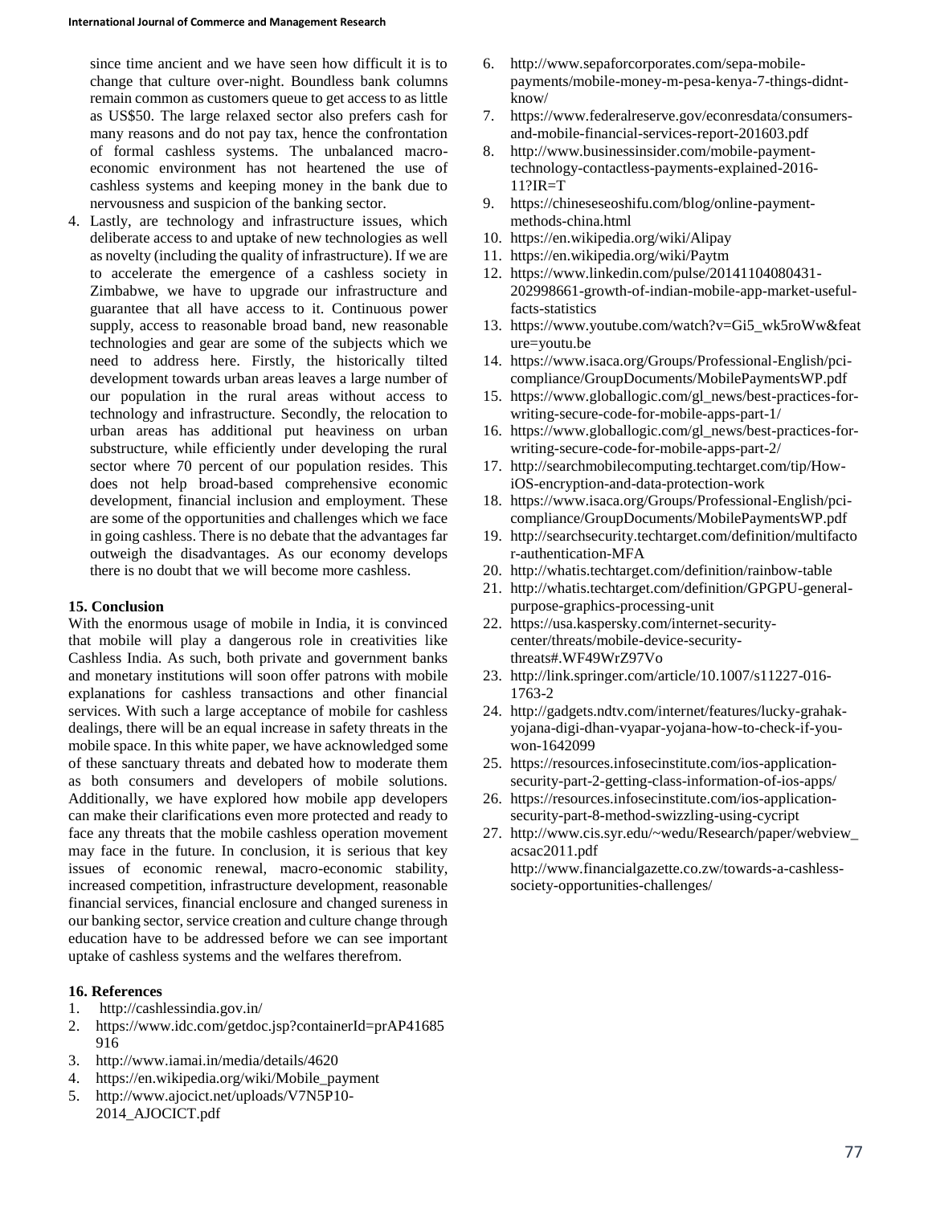since time ancient and we have seen how difficult it is to change that culture over-night. Boundless bank columns remain common as customers queue to get access to as little as US$50. The large relaxed sector also prefers cash for many reasons and do not pay tax, hence the confrontation of formal cashless systems. The unbalanced macro-economic environment has not heartened the use of cashless systems and keeping money in the bank due to nervousness and suspicion of the banking sector.

4. Lastly, are technology and infrastructure issues, which deliberate access to and uptake of new technologies as well as novelty (including the quality of infrastructure). If we are to accelerate the emergence of a cashless society in Zimbabwe, we have to upgrade our infrastructure and guarantee that all have access to it. Continuous power supply, access to reasonable broad band, new reasonable technologies and gear are some of the subjects which we need to address here. Firstly, the historically tilted development towards urban areas leaves a large number of our population in the rural areas without access to technology and infrastructure. Secondly, the relocation to urban areas has additional put heaviness on urban substructure, while efficiently under developing the rural sector where 70 percent of our population resides. This does not help broad-based comprehensive economic development, financial inclusion and employment. These are some of the opportunities and challenges which we face in going cashless. There is no debate that the advantages far outweigh the disadvantages. As our economy develops there is no doubt that we will become more cashless.

## 15. Conclusion

With the enormous usage of mobile in India, it is convinced that mobile will play a dangerous role in creativities like Cashless India. As such, both private and government banks and monetary institutions will soon offer patrons with mobile explanations for cashless transactions and other financial services. With such a large acceptance of mobile for cashless dealings, there will be an equal increase in safety threats in the mobile space. In this white paper, we have acknowledged some of these sanctuary threats and debated how to moderate them as both consumers and developers of mobile solutions. Additionally, we have explored how mobile app developers can make their clarifications even more protected and ready to face any threats that the mobile cashless operation movement may face in the future. In conclusion, it is serious that key issues of economic renewal, macro-economic stability, increased competition, infrastructure development, reasonable financial services, financial enclosure and changed sureness in our banking sector, service creation and culture change through education have to be addressed before we can see important uptake of cashless systems and the welfares therefrom.

## 16. References

1. http://cashlessindia.gov.in/
2. https://www.idc.com/getdoc.jsp?containerId=prAP41685916
3. http://www.iamai.in/media/details/4620
4. https://en.wikipedia.org/wiki/Mobile_payment
5. http://www.ajocict.net/uploads/V7N5P10-2014_AJOCICT.pdf
6. http://www.sepaforcorporates.com/sepa-mobile-payments/mobile-money-m-pesa-kenya-7-things-didnt-know/
7. https://www.federalreserve.gov/econresdata/consumers-and-mobile-financial-services-report-201603.pdf
8. http://www.businessinsider.com/mobile-payment-technology-contactless-payments-explained-2016-11?IR=T
9. https://chineseseoshifu.com/blog/online-payment-methods-china.html
10. https://en.wikipedia.org/wiki/Alipay
11. https://en.wikipedia.org/wiki/Paytm
12. https://www.linkedin.com/pulse/20141104080431-202998661-growth-of-indian-mobile-app-market-useful-facts-statistics
13. https://www.youtube.com/watch?v=Gi5_wk5roWw&feature=youtu.be
14. https://www.isaca.org/Groups/Professional-English/pci-compliance/GroupDocuments/MobilePaymentsWP.pdf
15. https://www.globallogic.com/gl_news/best-practices-for-writing-secure-code-for-mobile-apps-part-1/
16. https://www.globallogic.com/gl_news/best-practices-for-writing-secure-code-for-mobile-apps-part-2/
17. http://searchmobilecomputing.techtarget.com/tip/How-iOS-encryption-and-data-protection-work
18. https://www.isaca.org/Groups/Professional-English/pci-compliance/GroupDocuments/MobilePaymentsWP.pdf
19. http://searchsecurity.techtarget.com/definition/multifactor-authentication-MFA
20. http://whatis.techtarget.com/definition/rainbow-table
21. http://whatis.techtarget.com/definition/GPGPU-general-purpose-graphics-processing-unit
22. https://usa.kaspersky.com/internet-security-center/threats/mobile-device-security-threats#.WF49WrZ97Vo
23. http://link.springer.com/article/10.1007/s11227-016-1763-2
24. http://gadgets.ndtv.com/internet/features/lucky-grahak-yojana-digi-dhan-vyapar-yojana-how-to-check-if-you-won-1642099
25. https://resources.infosecinstitute.com/ios-application-security-part-2-getting-class-information-of-ios-apps/
26. https://resources.infosecinstitute.com/ios-application-security-part-8-method-swizzling-using-cycript
27. http://www.cis.syr.edu/~wedu/Research/paper/webview_acsac2011.pdf
    http://www.financialgazette.co.zw/towards-a-cashless-society-opportunities-challenges/